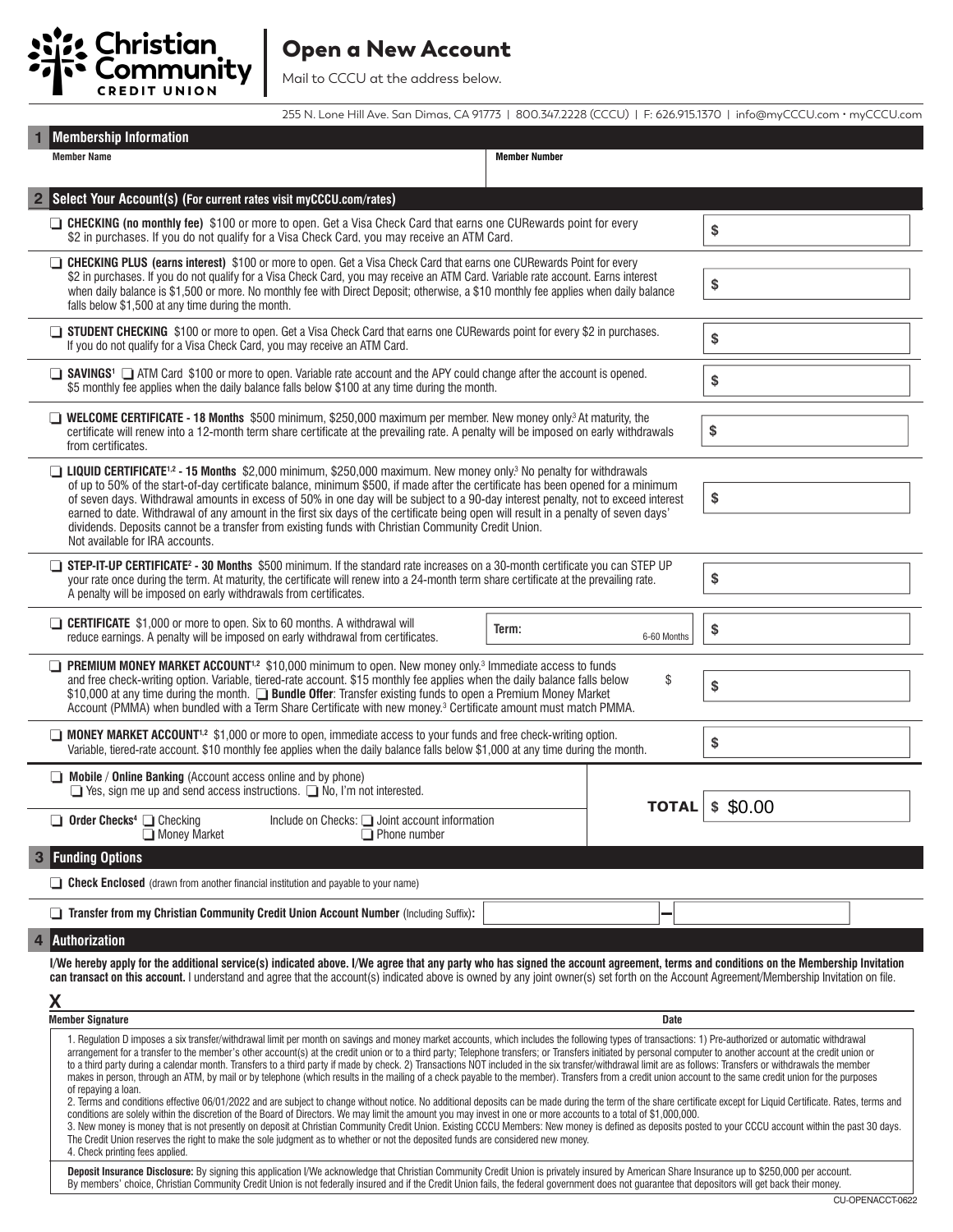**Christian Community CREDIT UNION**

# Open a New Account

Mail to CCCU at the address below.

255 N. Lone Hill Ave. San Dimas, CA 91773 | 800.347.2228 (CCCU) | F: 626.915.1370 | info@myCCCU.com • myCCCU.com

## 1 Membership Information

| Member Name | Member Number |
| --- | --- |
| | |

## 2 Select Your Account(s) (For current rates visit myCCCU.com/rates)

❑ **CHECKING (no monthly fee)** $100 or more to open. Get a Visa Check Card that earns one CURewards point for every $2 in purchases. If you do not qualify for a Visa Check Card, you may receive an ATM Card. **$**

❑ **CHECKING PLUS (earns interest)** $100 or more to open. Get a Visa Check Card that earns one CURewards Point for every $2 in purchases. If you do not qualify for a Visa Check Card, you may receive an ATM Card. Variable rate account. Earns interest when daily balance is $1,500 or more. No monthly fee with Direct Deposit; otherwise, a $10 monthly fee applies when daily balance falls below $1,500 at any time during the month. **$**

❑ **STUDENT CHECKING** $100 or more to open. Get a Visa Check Card that earns one CURewards point for every $2 in purchases. If you do not qualify for a Visa Check Card, you may receive an ATM Card. **$**

❑ **SAVINGS**[1] ❑ ATM Card $100 or more to open. Variable rate account and the APY could change after the account is opened. $5 monthly fee applies when the daily balance falls below $100 at any time during the month. **$**

❑ **WELCOME CERTIFICATE - 18 Months** $500 minimum, $250,000 maximum per member. New money only.[3] At maturity, the certificate will renew into a 12-month term share certificate at the prevailing rate. A penalty will be imposed on early withdrawals from certificates. **$**

❑ **LIQUID CERTIFICATE**[1,2] **- 15 Months** $2,000 minimum, $250,000 maximum. New money only.[3] No penalty for withdrawals of up to 50% of the start-of-day certificate balance, minimum $500, if made after the certificate has been opened for a minimum of seven days. Withdrawal amounts in excess of 50% in one day will be subject to a 90-day interest penalty, not to exceed interest earned to date. Withdrawal of any amount in the first six days of the certificate being open will result in a penalty of seven days' dividends. Deposits cannot be a transfer from existing funds with Christian Community Credit Union. Not available for IRA accounts. **$**

❑ **STEP-IT-UP CERTIFICATE**[2] **- 30 Months** $500 minimum. If the standard rate increases on a 30-month certificate you can STEP UP your rate once during the term. At maturity, the certificate will renew into a 24-month term share certificate at the prevailing rate. A penalty will be imposed on early withdrawals from certificates. **$**

❑ **CERTIFICATE** $1,000 or more to open. Six to 60 months. A withdrawal will reduce earnings. A penalty will be imposed on early withdrawal from certificates. **Term:** ______ 6-60 Months **$**

❑ **PREMIUM MONEY MARKET ACCOUNT**[1,2] $10,000 minimum to open. New money only.[3] Immediate access to funds and free check-writing option. Variable, tiered-rate account. $15 monthly fee applies when the daily balance falls below $10,000 at any time during the month. ❑ **Bundle Offer**: Transfer existing funds to open a Premium Money Market Account (PMMA) when bundled with a Term Share Certificate with new money.[3] Certificate amount must match PMMA. $ **$**

❑ **MONEY MARKET ACCOUNT**[1,2] $1,000 or more to open, immediate access to your funds and free check-writing option. Variable, tiered-rate account. $10 monthly fee applies when the daily balance falls below $1,000 at any time during the month. **$**

❑ **Mobile / Online Banking** (Account access online and by phone)
❑ Yes, sign me up and send access instructions. ❑ No, I'm not interested.

❑ **Order Checks**[4] ❑ Checking ❑ Money Market
Include on Checks: ❑ Joint account information ❑ Phone number

**TOTAL** $ $0.00

## 3 Funding Options

❑ **Check Enclosed** (drawn from another financial institution and payable to your name)

❑ **Transfer from my Christian Community Credit Union Account Number** (Including Suffix): ________ – ________

## 4 Authorization

**I/We hereby apply for the additional service(s) indicated above. I/We agree that any party who has signed the account agreement, terms and conditions on the Membership Invitation can transact on this account.** I understand and agree that the account(s) indicated above is owned by any joint owner(s) set forth on the Account Agreement/Membership Invitation on file.

**X** ______________________________

**Member Signature** **Date**

1. Regulation D imposes a six transfer/withdrawal limit per month on savings and money market accounts, which includes the following types of transactions: 1) Pre-authorized or automatic withdrawal arrangement for a transfer to the member's other account(s) at the credit union or to a third party; Telephone transfers; or Transfers initiated by personal computer to another account at the credit union or to a third party during a calendar month. Transfers to a third party if made by check. 2) Transactions NOT included in the six transfer/withdrawal limit are as follows: Transfers or withdrawals the member makes in person, through an ATM, by mail or by telephone (which results in the mailing of a check payable to the member). Transfers from a credit union account to the same credit union for the purposes of repaying a loan.
2. Terms and conditions effective 06/01/2022 and are subject to change without notice. No additional deposits can be made during the term of the share certificate except for Liquid Certificate. Rates, terms and conditions are solely within the discretion of the Board of Directors. We may limit the amount you may invest in one or more accounts to a total of $1,000,000.
3. New money is money that is not presently on deposit at Christian Community Credit Union. Existing CCCU Members: New money is defined as deposits posted to your CCCU account within the past 30 days. The Credit Union reserves the right to make the sole judgment as to whether or not the deposited funds are considered new money.
4. Check printing fees applied.

**Deposit Insurance Disclosure:** By signing this application I/We acknowledge that Christian Community Credit Union is privately insured by American Share Insurance up to $250,000 per account. By members' choice, Christian Community Credit Union is not federally insured and if the Credit Union fails, the federal government does not guarantee that depositors will get back their money.

CU-OPENACCT-0622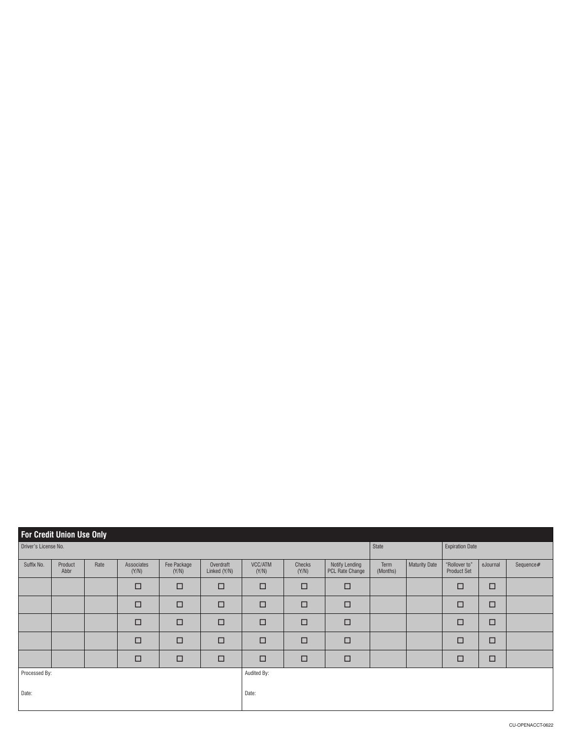## For Credit Union Use Only

| Driver's License No. | State | Expiration Date |
|---|---|---|
| | | |

| Suffix No. | Product Abbr | Rate | Associates (Y/N) | Fee Package (Y/N) | Overdraft Linked (Y/N) | VCC/ATM (Y/N) | Checks (Y/N) | Notify Lending PCL Rate Change | Term (Months) | Maturity Date | "Rollover to" Product Set | eJournal | Sequence# |
|---|---|---|---|---|---|---|---|---|---|---|---|---|---|
| | | | ☐ | ☐ | ☐ | ☐ | ☐ | ☐ | | | ☐ | ☐ | |
| | | | ☐ | ☐ | ☐ | ☐ | ☐ | ☐ | | | ☐ | ☐ | |
| | | | ☐ | ☐ | ☐ | ☐ | ☐ | ☐ | | | ☐ | ☐ | |
| | | | ☐ | ☐ | ☐ | ☐ | ☐ | ☐ | | | ☐ | ☐ | |
| | | | ☐ | ☐ | ☐ | ☐ | ☐ | ☐ | | | ☐ | ☐ | |

| | |
|---|---|
| Processed By: | Audited By: |
| Date: | Date: |

CU-OPENACCT-0622